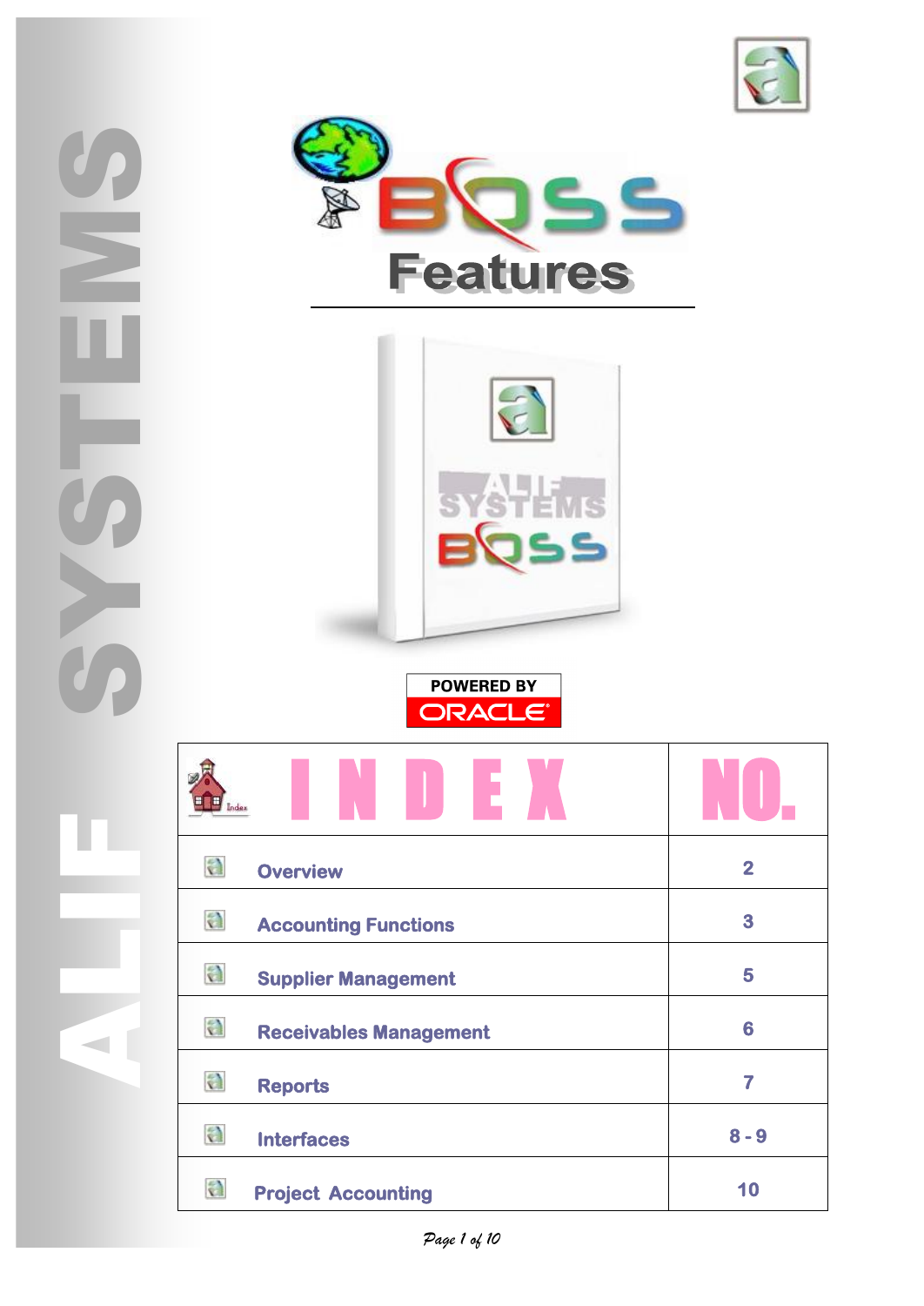# BOSS Features

ALIF SYSTEMS

POWERED BY ORACLE

| INDEX | NO. |
|---|---|
| Overview | 2 |
| Accounting Functions | 3 |
| Supplier Management | 5 |
| Receivables Management | 6 |
| Reports | 7 |
| Interfaces | 8 - 9 |
| Project Accounting | 10 |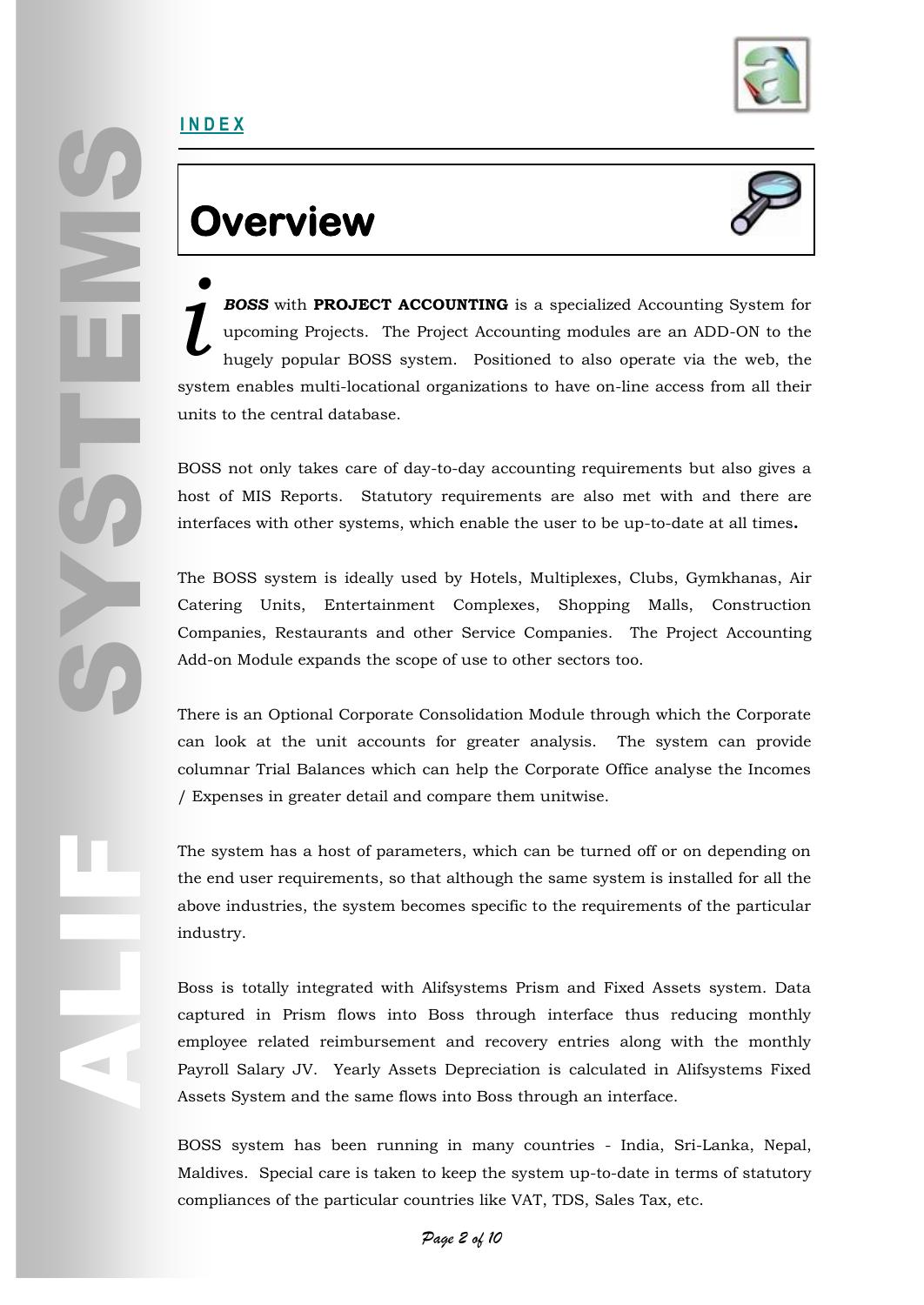**INDEX**

# Overview

*i* ***BOSS*** with **PROJECT ACCOUNTING** is a specialized Accounting System for upcoming Projects. The Project Accounting modules are an ADD-ON to the hugely popular BOSS system. Positioned to also operate via the web, the system enables multi-locational organizations to have on-line access from all their units to the central database.

BOSS not only takes care of day-to-day accounting requirements but also gives a host of MIS Reports. Statutory requirements are also met with and there are interfaces with other systems, which enable the user to be up-to-date at all times**.**

The BOSS system is ideally used by Hotels, Multiplexes, Clubs, Gymkhanas, Air Catering Units, Entertainment Complexes, Shopping Malls, Construction Companies, Restaurants and other Service Companies. The Project Accounting Add-on Module expands the scope of use to other sectors too.

There is an Optional Corporate Consolidation Module through which the Corporate can look at the unit accounts for greater analysis. The system can provide columnar Trial Balances which can help the Corporate Office analyse the Incomes / Expenses in greater detail and compare them unitwise.

The system has a host of parameters, which can be turned off or on depending on the end user requirements, so that although the same system is installed for all the above industries, the system becomes specific to the requirements of the particular industry.

Boss is totally integrated with Alifsystems Prism and Fixed Assets system. Data captured in Prism flows into Boss through interface thus reducing monthly employee related reimbursement and recovery entries along with the monthly Payroll Salary JV. Yearly Assets Depreciation is calculated in Alifsystems Fixed Assets System and the same flows into Boss through an interface.

BOSS system has been running in many countries - India, Sri-Lanka, Nepal, Maldives. Special care is taken to keep the system up-to-date in terms of statutory compliances of the particular countries like VAT, TDS, Sales Tax, etc.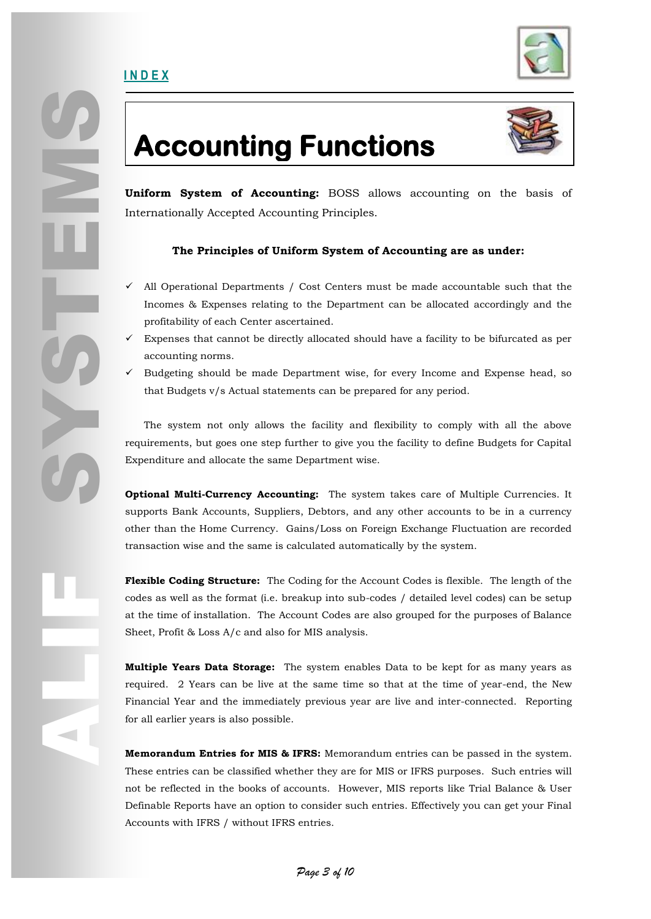INDEX

# Accounting Functions

**Uniform System of Accounting:** BOSS allows accounting on the basis of Internationally Accepted Accounting Principles.

**The Principles of Uniform System of Accounting are as under:**

- ✓ All Operational Departments / Cost Centers must be made accountable such that the Incomes & Expenses relating to the Department can be allocated accordingly and the profitability of each Center ascertained.
- ✓ Expenses that cannot be directly allocated should have a facility to be bifurcated as per accounting norms.
- ✓ Budgeting should be made Department wise, for every Income and Expense head, so that Budgets v/s Actual statements can be prepared for any period.

The system not only allows the facility and flexibility to comply with all the above requirements, but goes one step further to give you the facility to define Budgets for Capital Expenditure and allocate the same Department wise.

**Optional Multi-Currency Accounting:** The system takes care of Multiple Currencies. It supports Bank Accounts, Suppliers, Debtors, and any other accounts to be in a currency other than the Home Currency. Gains/Loss on Foreign Exchange Fluctuation are recorded transaction wise and the same is calculated automatically by the system.

**Flexible Coding Structure:** The Coding for the Account Codes is flexible. The length of the codes as well as the format (i.e. breakup into sub-codes / detailed level codes) can be setup at the time of installation. The Account Codes are also grouped for the purposes of Balance Sheet, Profit & Loss A/c and also for MIS analysis.

**Multiple Years Data Storage:** The system enables Data to be kept for as many years as required. 2 Years can be live at the same time so that at the time of year-end, the New Financial Year and the immediately previous year are live and inter-connected. Reporting for all earlier years is also possible.

**Memorandum Entries for MIS & IFRS:** Memorandum entries can be passed in the system. These entries can be classified whether they are for MIS or IFRS purposes. Such entries will not be reflected in the books of accounts. However, MIS reports like Trial Balance & User Definable Reports have an option to consider such entries. Effectively you can get your Final Accounts with IFRS / without IFRS entries.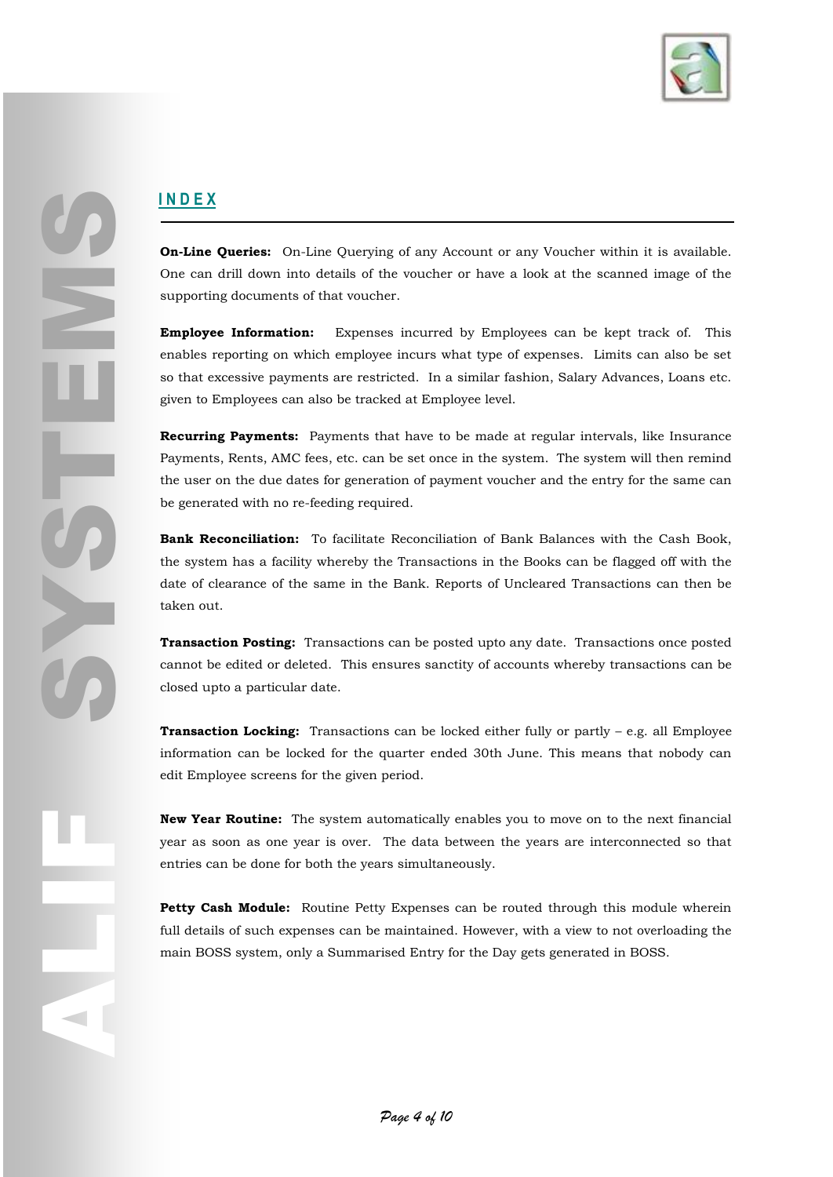## INDEX

**On-Line Queries:** On-Line Querying of any Account or any Voucher within it is available. One can drill down into details of the voucher or have a look at the scanned image of the supporting documents of that voucher.

**Employee Information:** Expenses incurred by Employees can be kept track of. This enables reporting on which employee incurs what type of expenses. Limits can also be set so that excessive payments are restricted. In a similar fashion, Salary Advances, Loans etc. given to Employees can also be tracked at Employee level.

**Recurring Payments:** Payments that have to be made at regular intervals, like Insurance Payments, Rents, AMC fees, etc. can be set once in the system. The system will then remind the user on the due dates for generation of payment voucher and the entry for the same can be generated with no re-feeding required.

**Bank Reconciliation:** To facilitate Reconciliation of Bank Balances with the Cash Book, the system has a facility whereby the Transactions in the Books can be flagged off with the date of clearance of the same in the Bank. Reports of Uncleared Transactions can then be taken out.

**Transaction Posting:** Transactions can be posted upto any date. Transactions once posted cannot be edited or deleted. This ensures sanctity of accounts whereby transactions can be closed upto a particular date.

**Transaction Locking:** Transactions can be locked either fully or partly – e.g. all Employee information can be locked for the quarter ended 30th June. This means that nobody can edit Employee screens for the given period.

**New Year Routine:** The system automatically enables you to move on to the next financial year as soon as one year is over. The data between the years are interconnected so that entries can be done for both the years simultaneously.

**Petty Cash Module:** Routine Petty Expenses can be routed through this module wherein full details of such expenses can be maintained. However, with a view to not overloading the main BOSS system, only a Summarised Entry for the Day gets generated in BOSS.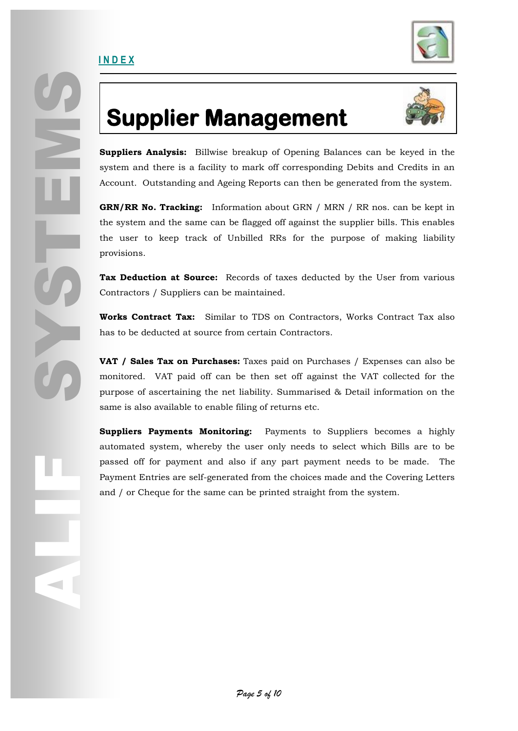# Supplier Management

**Suppliers Analysis:** Billwise breakup of Opening Balances can be keyed in the system and there is a facility to mark off corresponding Debits and Credits in an Account. Outstanding and Ageing Reports can then be generated from the system.

**GRN/RR No. Tracking:** Information about GRN / MRN / RR nos. can be kept in the system and the same can be flagged off against the supplier bills. This enables the user to keep track of Unbilled RRs for the purpose of making liability provisions.

**Tax Deduction at Source:** Records of taxes deducted by the User from various Contractors / Suppliers can be maintained.

**Works Contract Tax:** Similar to TDS on Contractors, Works Contract Tax also has to be deducted at source from certain Contractors.

**VAT / Sales Tax on Purchases:** Taxes paid on Purchases / Expenses can also be monitored. VAT paid off can be then set off against the VAT collected for the purpose of ascertaining the net liability. Summarised & Detail information on the same is also available to enable filing of returns etc.

**Suppliers Payments Monitoring:** Payments to Suppliers becomes a highly automated system, whereby the user only needs to select which Bills are to be passed off for payment and also if any part payment needs to be made. The Payment Entries are self-generated from the choices made and the Covering Letters and / or Cheque for the same can be printed straight from the system.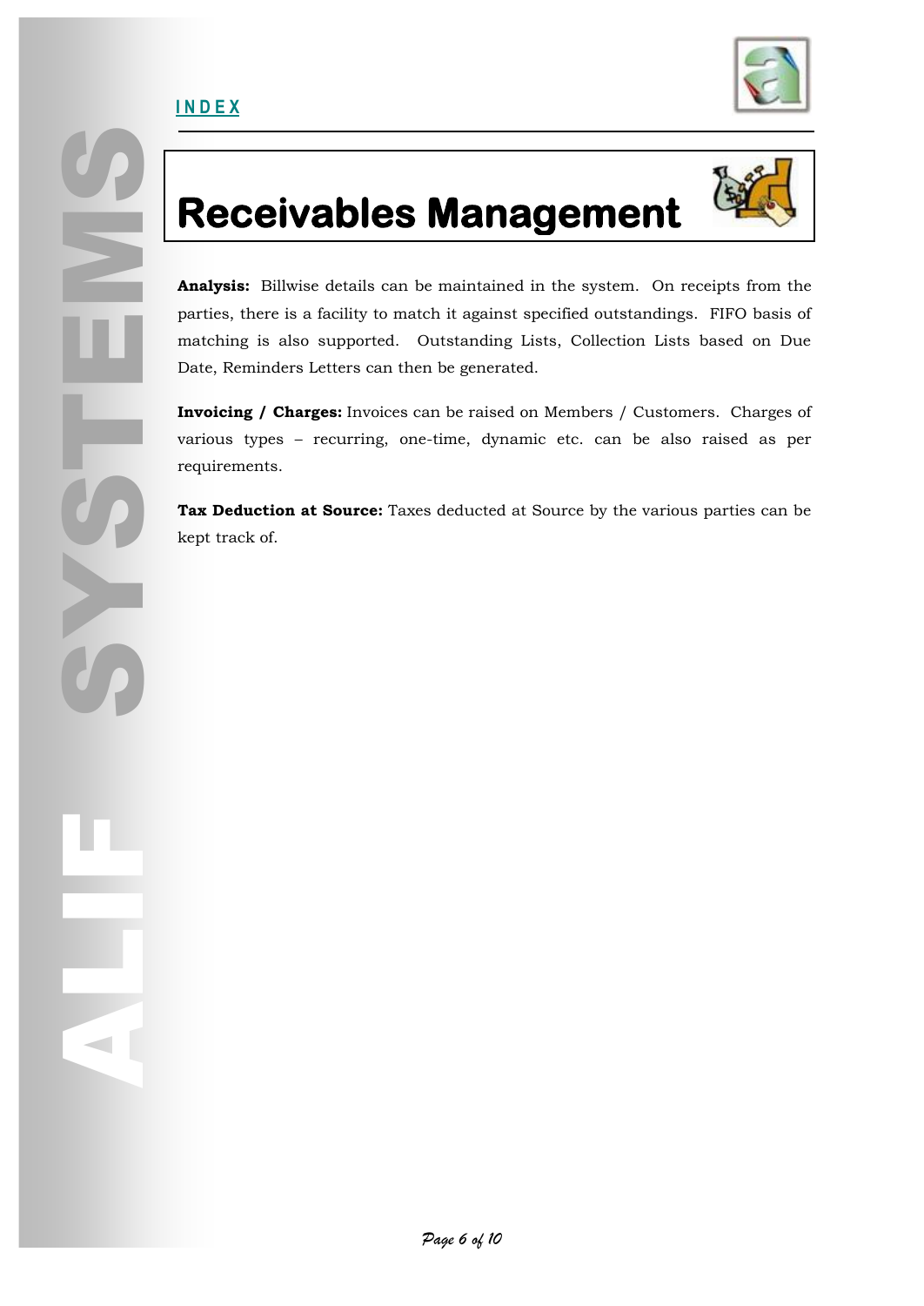INDEX

# Receivables Management

**Analysis:** Billwise details can be maintained in the system. On receipts from the parties, there is a facility to match it against specified outstandings. FIFO basis of matching is also supported. Outstanding Lists, Collection Lists based on Due Date, Reminders Letters can then be generated.

**Invoicing / Charges:** Invoices can be raised on Members / Customers. Charges of various types – recurring, one-time, dynamic etc. can be also raised as per requirements.

**Tax Deduction at Source:** Taxes deducted at Source by the various parties can be kept track of.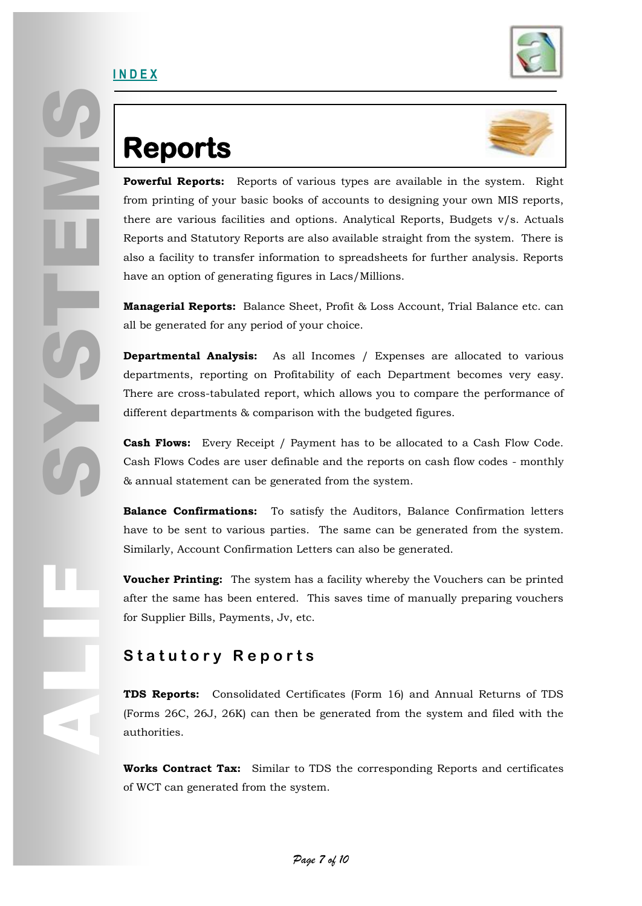# Reports

**Powerful Reports:** Reports of various types are available in the system. Right from printing of your basic books of accounts to designing your own MIS reports, there are various facilities and options. Analytical Reports, Budgets v/s. Actuals Reports and Statutory Reports are also available straight from the system. There is also a facility to transfer information to spreadsheets for further analysis. Reports have an option of generating figures in Lacs/Millions.

**Managerial Reports:** Balance Sheet, Profit & Loss Account, Trial Balance etc. can all be generated for any period of your choice.

**Departmental Analysis:** As all Incomes / Expenses are allocated to various departments, reporting on Profitability of each Department becomes very easy. There are cross-tabulated report, which allows you to compare the performance of different departments & comparison with the budgeted figures.

**Cash Flows:** Every Receipt / Payment has to be allocated to a Cash Flow Code. Cash Flows Codes are user definable and the reports on cash flow codes - monthly & annual statement can be generated from the system.

**Balance Confirmations:** To satisfy the Auditors, Balance Confirmation letters have to be sent to various parties. The same can be generated from the system. Similarly, Account Confirmation Letters can also be generated.

**Voucher Printing:** The system has a facility whereby the Vouchers can be printed after the same has been entered. This saves time of manually preparing vouchers for Supplier Bills, Payments, Jv, etc.

## Statutory Reports

**TDS Reports:** Consolidated Certificates (Form 16) and Annual Returns of TDS (Forms 26C, 26J, 26K) can then be generated from the system and filed with the authorities.

**Works Contract Tax:** Similar to TDS the corresponding Reports and certificates of WCT can generated from the system.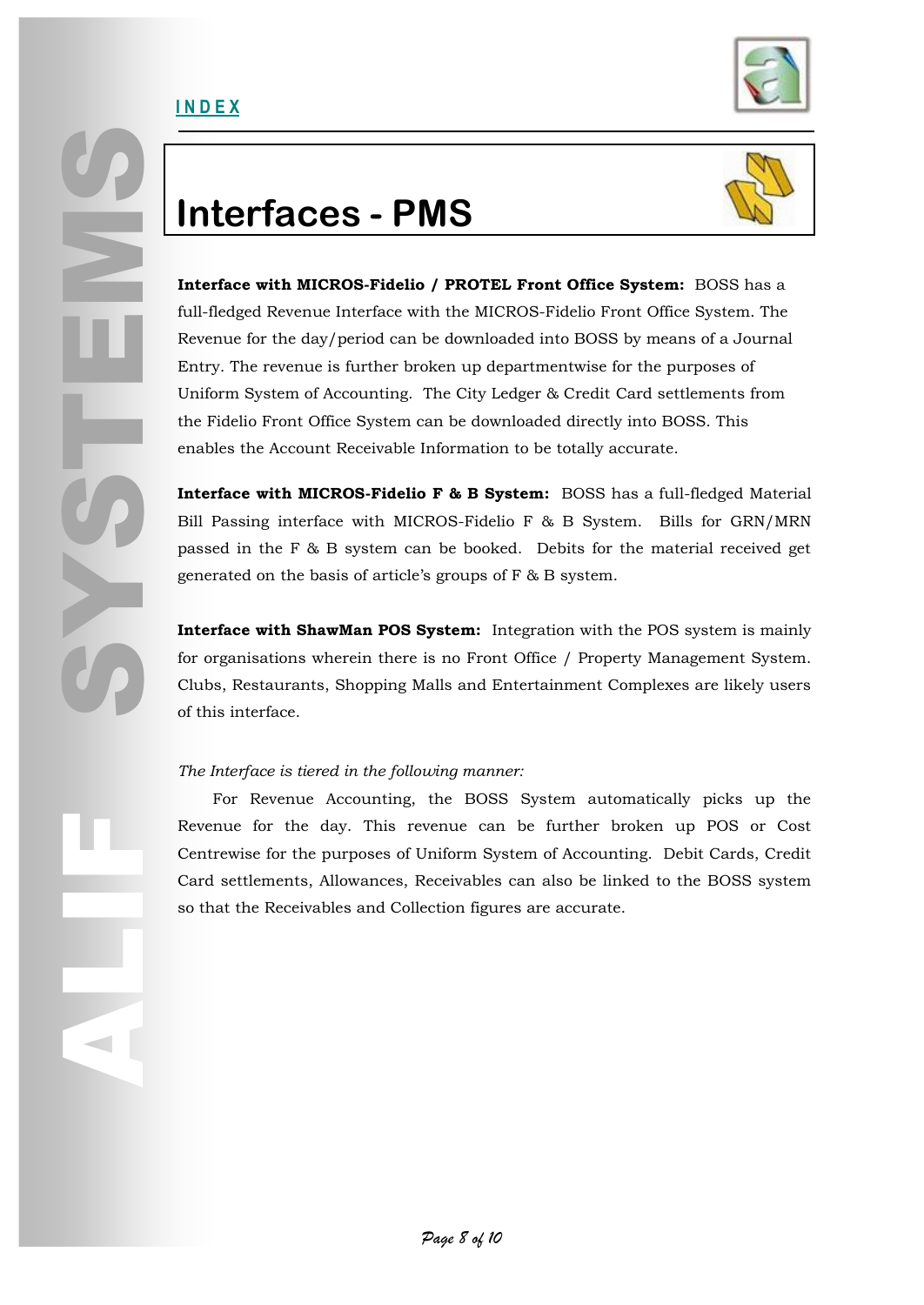# Interfaces - PMS

**Interface with MICROS-Fidelio / PROTEL Front Office System:** BOSS has a full-fledged Revenue Interface with the MICROS-Fidelio Front Office System. The Revenue for the day/period can be downloaded into BOSS by means of a Journal Entry. The revenue is further broken up departmentwise for the purposes of Uniform System of Accounting. The City Ledger & Credit Card settlements from the Fidelio Front Office System can be downloaded directly into BOSS. This enables the Account Receivable Information to be totally accurate.

**Interface with MICROS-Fidelio F & B System:** BOSS has a full-fledged Material Bill Passing interface with MICROS-Fidelio F & B System. Bills for GRN/MRN passed in the F & B system can be booked. Debits for the material received get generated on the basis of article's groups of F & B system.

**Interface with ShawMan POS System:** Integration with the POS system is mainly for organisations wherein there is no Front Office / Property Management System. Clubs, Restaurants, Shopping Malls and Entertainment Complexes are likely users of this interface.

*The Interface is tiered in the following manner:*

For Revenue Accounting, the BOSS System automatically picks up the Revenue for the day. This revenue can be further broken up POS or Cost Centrewise for the purposes of Uniform System of Accounting. Debit Cards, Credit Card settlements, Allowances, Receivables can also be linked to the BOSS system so that the Receivables and Collection figures are accurate.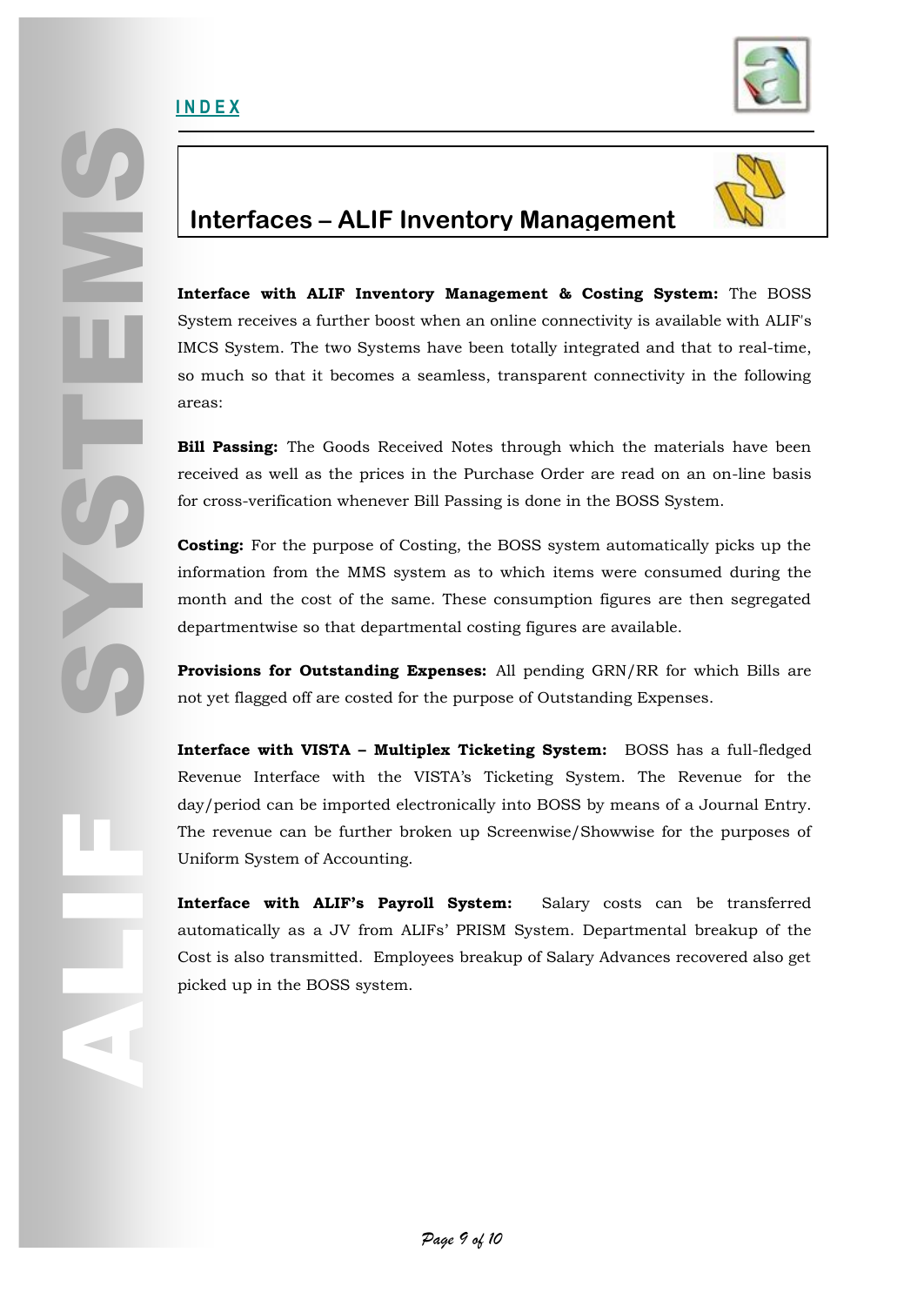## Interfaces – ALIF Inventory Management

**Interface with ALIF Inventory Management & Costing System:** The BOSS System receives a further boost when an online connectivity is available with ALIF's IMCS System. The two Systems have been totally integrated and that to real-time, so much so that it becomes a seamless, transparent connectivity in the following areas:

**Bill Passing:** The Goods Received Notes through which the materials have been received as well as the prices in the Purchase Order are read on an on-line basis for cross-verification whenever Bill Passing is done in the BOSS System.

**Costing:** For the purpose of Costing, the BOSS system automatically picks up the information from the MMS system as to which items were consumed during the month and the cost of the same. These consumption figures are then segregated departmentwise so that departmental costing figures are available.

**Provisions for Outstanding Expenses:** All pending GRN/RR for which Bills are not yet flagged off are costed for the purpose of Outstanding Expenses.

**Interface with VISTA – Multiplex Ticketing System:** BOSS has a full-fledged Revenue Interface with the VISTA's Ticketing System. The Revenue for the day/period can be imported electronically into BOSS by means of a Journal Entry. The revenue can be further broken up Screenwise/Showwise for the purposes of Uniform System of Accounting.

**Interface with ALIF's Payroll System:** Salary costs can be transferred automatically as a JV from ALIFs' PRISM System. Departmental breakup of the Cost is also transmitted. Employees breakup of Salary Advances recovered also get picked up in the BOSS system.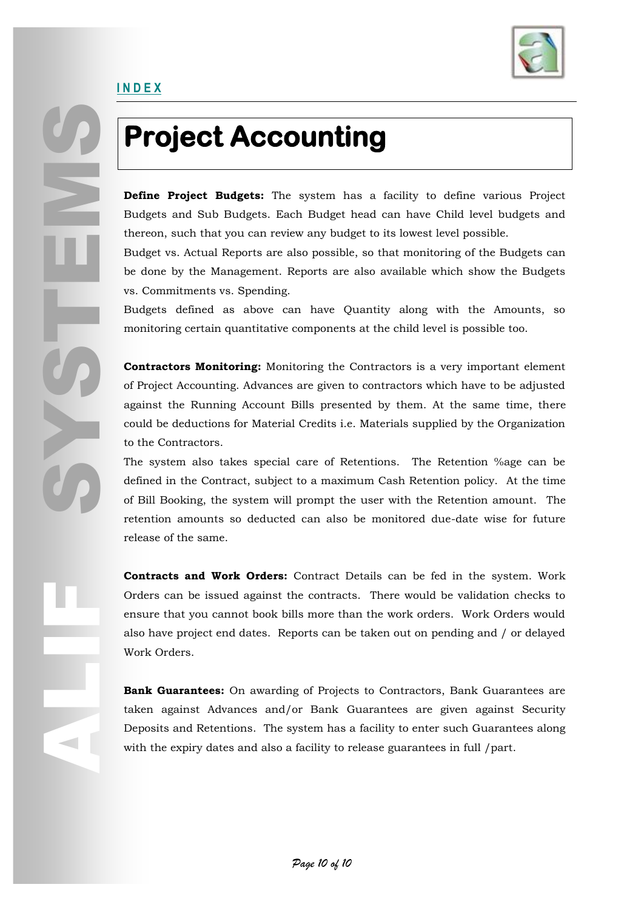# Project Accounting

**Define Project Budgets:** The system has a facility to define various Project Budgets and Sub Budgets. Each Budget head can have Child level budgets and thereon, such that you can review any budget to its lowest level possible.

Budget vs. Actual Reports are also possible, so that monitoring of the Budgets can be done by the Management. Reports are also available which show the Budgets vs. Commitments vs. Spending.

Budgets defined as above can have Quantity along with the Amounts, so monitoring certain quantitative components at the child level is possible too.

**Contractors Monitoring:** Monitoring the Contractors is a very important element of Project Accounting. Advances are given to contractors which have to be adjusted against the Running Account Bills presented by them. At the same time, there could be deductions for Material Credits i.e. Materials supplied by the Organization to the Contractors.

The system also takes special care of Retentions. The Retention %age can be defined in the Contract, subject to a maximum Cash Retention policy. At the time of Bill Booking, the system will prompt the user with the Retention amount. The retention amounts so deducted can also be monitored due-date wise for future release of the same.

**Contracts and Work Orders:** Contract Details can be fed in the system. Work Orders can be issued against the contracts. There would be validation checks to ensure that you cannot book bills more than the work orders. Work Orders would also have project end dates. Reports can be taken out on pending and / or delayed Work Orders.

**Bank Guarantees:** On awarding of Projects to Contractors, Bank Guarantees are taken against Advances and/or Bank Guarantees are given against Security Deposits and Retentions. The system has a facility to enter such Guarantees along with the expiry dates and also a facility to release guarantees in full /part.